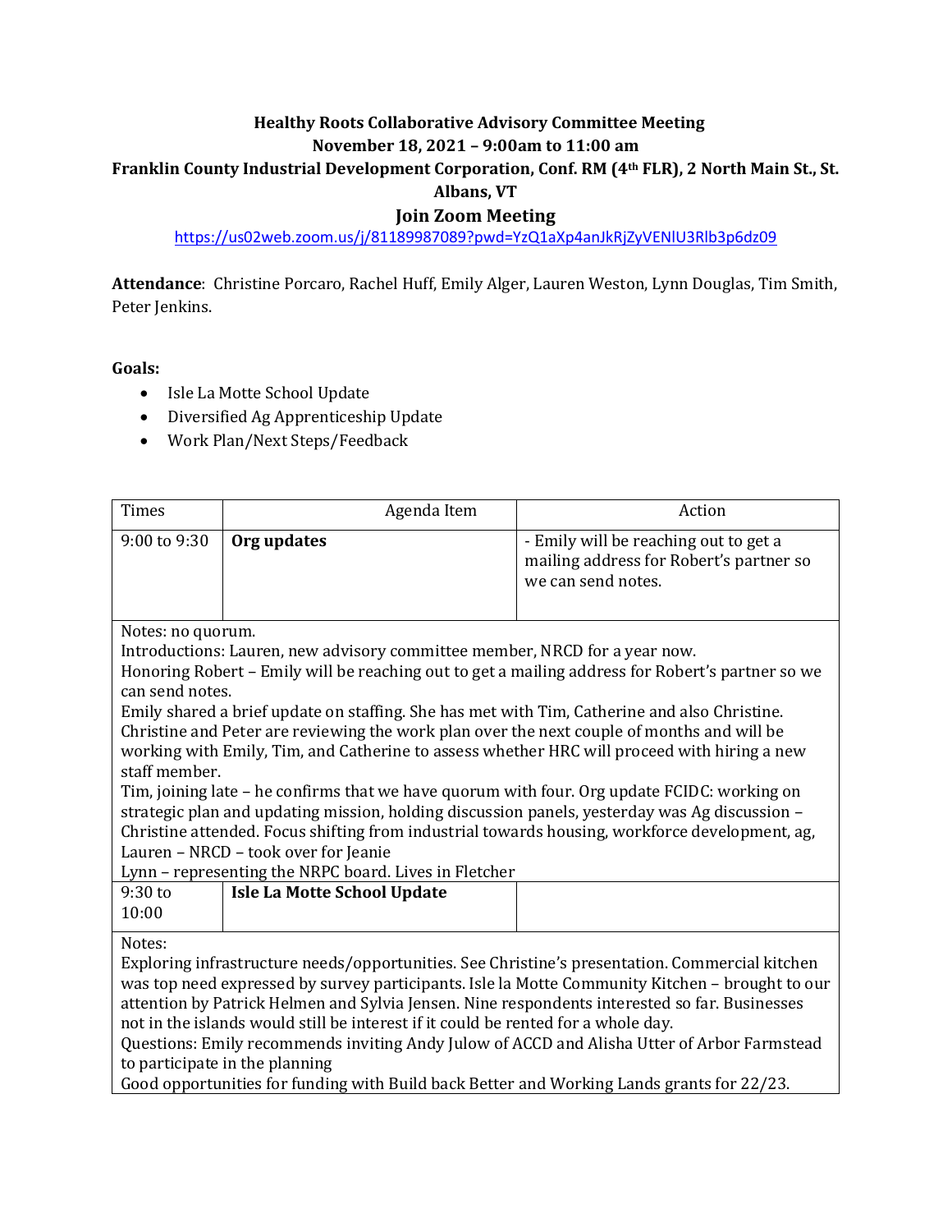**Healthy Roots Collaborative Advisory Committee Meeting**
**November 18, 2021 – 9:00am to 11:00 am**
**Franklin County Industrial Development Corporation, Conf. RM (4th FLR), 2 North Main St., St. Albans, VT**

## Join Zoom Meeting

https://us02web.zoom.us/j/81189987089?pwd=YzQ1aXp4anJkRjZyVENlU3Rlb3p6dz09

**Attendance**: Christine Porcaro, Rachel Huff, Emily Alger, Lauren Weston, Lynn Douglas, Tim Smith, Peter Jenkins.

**Goals:**

- Isle La Motte School Update
- Diversified Ag Apprenticeship Update
- Work Plan/Next Steps/Feedback

| Times | Agenda Item | Action |
|---|---|---|
| 9:00 to 9:30 | **Org updates** | - Emily will be reaching out to get a mailing address for Robert's partner so we can send notes. |
| Notes: no quorum.<br>Introductions: Lauren, new advisory committee member, NRCD for a year now.<br>Honoring Robert – Emily will be reaching out to get a mailing address for Robert's partner so we can send notes.<br>Emily shared a brief update on staffing. She has met with Tim, Catherine and also Christine. Christine and Peter are reviewing the work plan over the next couple of months and will be working with Emily, Tim, and Catherine to assess whether HRC will proceed with hiring a new staff member.<br>Tim, joining late – he confirms that we have quorum with four. Org update FCIDC: working on strategic plan and updating mission, holding discussion panels, yesterday was Ag discussion – Christine attended. Focus shifting from industrial towards housing, workforce development, ag,<br>Lauren – NRCD – took over for Jeanie<br>Lynn – representing the NRPC board. Lives in Fletcher | | |
| 9:30 to 10:00 | **Isle La Motte School Update** | |
| Notes:<br>Exploring infrastructure needs/opportunities. See Christine's presentation. Commercial kitchen was top need expressed by survey participants. Isle la Motte Community Kitchen – brought to our attention by Patrick Helmen and Sylvia Jensen. Nine respondents interested so far. Businesses not in the islands would still be interest if it could be rented for a whole day.<br>Questions: Emily recommends inviting Andy Julow of ACCD and Alisha Utter of Arbor Farmstead to participate in the planning<br>Good opportunities for funding with Build back Better and Working Lands grants for 22/23. | | |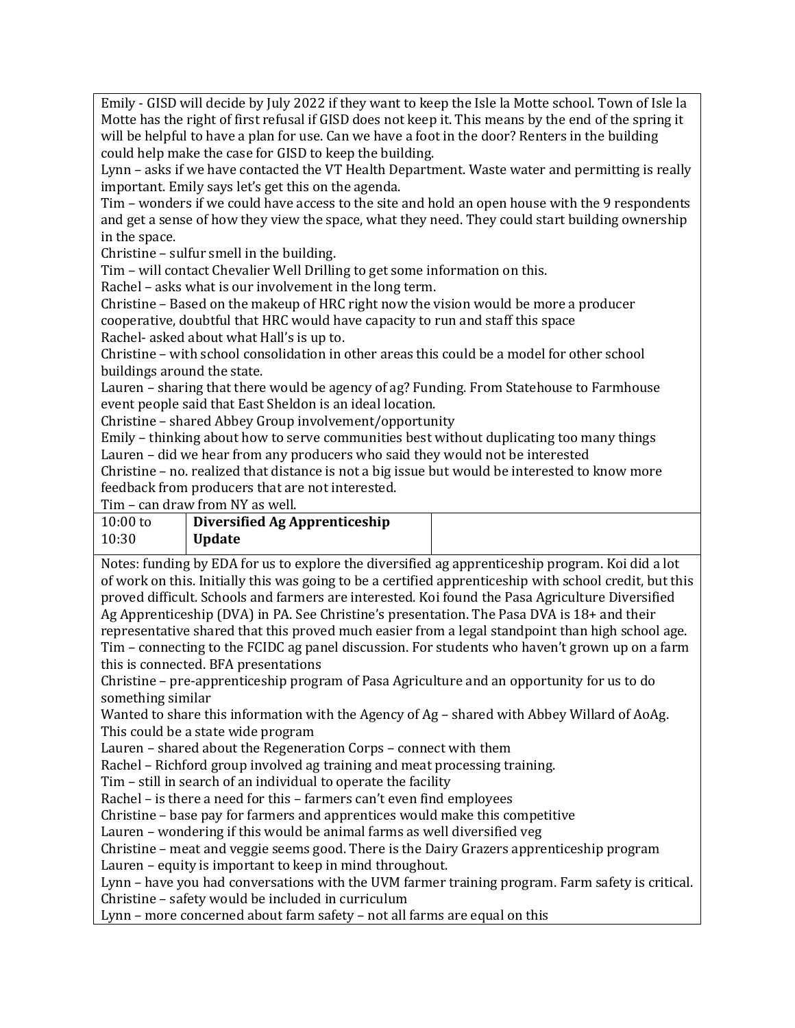Emily - GISD will decide by July 2022 if they want to keep the Isle la Motte school. Town of Isle la Motte has the right of first refusal if GISD does not keep it. This means by the end of the spring it will be helpful to have a plan for use. Can we have a foot in the door? Renters in the building could help make the case for GISD to keep the building.
Lynn – asks if we have contacted the VT Health Department. Waste water and permitting is really important. Emily says let's get this on the agenda.
Tim – wonders if we could have access to the site and hold an open house with the 9 respondents and get a sense of how they view the space, what they need. They could start building ownership in the space.
Christine – sulfur smell in the building.
Tim – will contact Chevalier Well Drilling to get some information on this.
Rachel – asks what is our involvement in the long term.
Christine – Based on the makeup of HRC right now the vision would be more a producer cooperative, doubtful that HRC would have capacity to run and staff this space
Rachel- asked about what Hall's is up to.
Christine – with school consolidation in other areas this could be a model for other school buildings around the state.
Lauren – sharing that there would be agency of ag? Funding. From Statehouse to Farmhouse event people said that East Sheldon is an ideal location.
Christine – shared Abbey Group involvement/opportunity
Emily – thinking about how to serve communities best without duplicating too many things
Lauren – did we hear from any producers who said they would not be interested
Christine – no. realized that distance is not a big issue but would be interested to know more feedback from producers that are not interested.
Tim – can draw from NY as well.

| 10:00 to 10:30 | **Diversified Ag Apprenticeship Update** | |
|---|---|---|

Notes: funding by EDA for us to explore the diversified ag apprenticeship program. Koi did a lot of work on this. Initially this was going to be a certified apprenticeship with school credit, but this proved difficult. Schools and farmers are interested. Koi found the Pasa Agriculture Diversified Ag Apprenticeship (DVA) in PA. See Christine's presentation. The Pasa DVA is 18+ and their representative shared that this proved much easier from a legal standpoint than high school age.
Tim – connecting to the FCIDC ag panel discussion. For students who haven't grown up on a farm this is connected. BFA presentations
Christine – pre-apprenticeship program of Pasa Agriculture and an opportunity for us to do something similar
Wanted to share this information with the Agency of Ag – shared with Abbey Willard of AoAg. This could be a state wide program
Lauren – shared about the Regeneration Corps – connect with them
Rachel – Richford group involved ag training and meat processing training.
Tim – still in search of an individual to operate the facility
Rachel – is there a need for this – farmers can't even find employees
Christine – base pay for farmers and apprentices would make this competitive
Lauren – wondering if this would be animal farms as well diversified veg
Christine – meat and veggie seems good. There is the Dairy Grazers apprenticeship program
Lauren – equity is important to keep in mind throughout.
Lynn – have you had conversations with the UVM farmer training program. Farm safety is critical.
Christine – safety would be included in curriculum
Lynn – more concerned about farm safety – not all farms are equal on this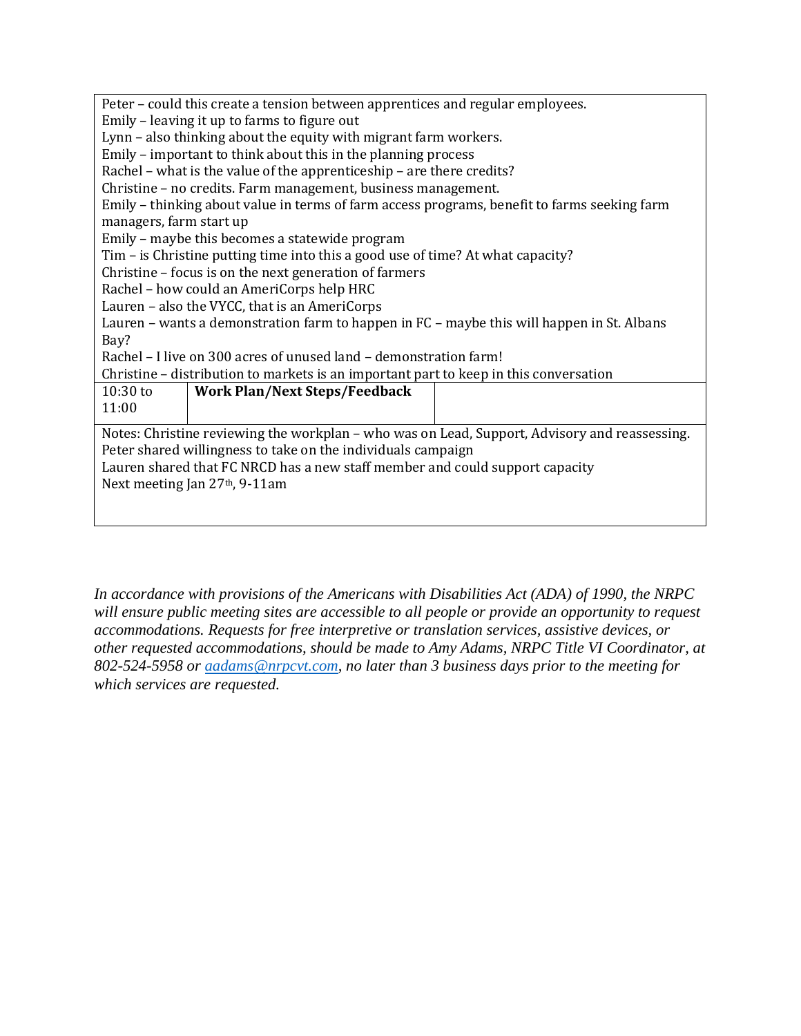| | | |
|---|---|---|
| Peter – could this create a tension between apprentices and regular employees.<br>Emily – leaving it up to farms to figure out<br>Lynn – also thinking about the equity with migrant farm workers.<br>Emily – important to think about this in the planning process<br>Rachel – what is the value of the apprenticeship – are there credits?<br>Christine – no credits. Farm management, business management.<br>Emily – thinking about value in terms of farm access programs, benefit to farms seeking farm managers, farm start up<br>Emily – maybe this becomes a statewide program<br>Tim – is Christine putting time into this a good use of time? At what capacity?<br>Christine – focus is on the next generation of farmers<br>Rachel – how could an AmeriCorps help HRC<br>Lauren – also the VYCC, that is an AmeriCorps<br>Lauren – wants a demonstration farm to happen in FC – maybe this will happen in St. Albans Bay?<br>Rachel – I live on 300 acres of unused land – demonstration farm!<br>Christine – distribution to markets is an important part to keep in this conversation | | |
| 10:30 to 11:00 | **Work Plan/Next Steps/Feedback** | |
| Notes: Christine reviewing the workplan – who was on Lead, Support, Advisory and reassessing.<br>Peter shared willingness to take on the individuals campaign<br>Lauren shared that FC NRCD has a new staff member and could support capacity<br>Next meeting Jan 27th, 9-11am | | |

*In accordance with provisions of the Americans with Disabilities Act (ADA) of 1990, the NRPC will ensure public meeting sites are accessible to all people or provide an opportunity to request accommodations. Requests for free interpretive or translation services, assistive devices, or other requested accommodations, should be made to Amy Adams, NRPC Title VI Coordinator, at 802-524-5958 or [aadams@nrpcvt.com](mailto:aadams@nrpcvt.com), no later than 3 business days prior to the meeting for which services are requested.*